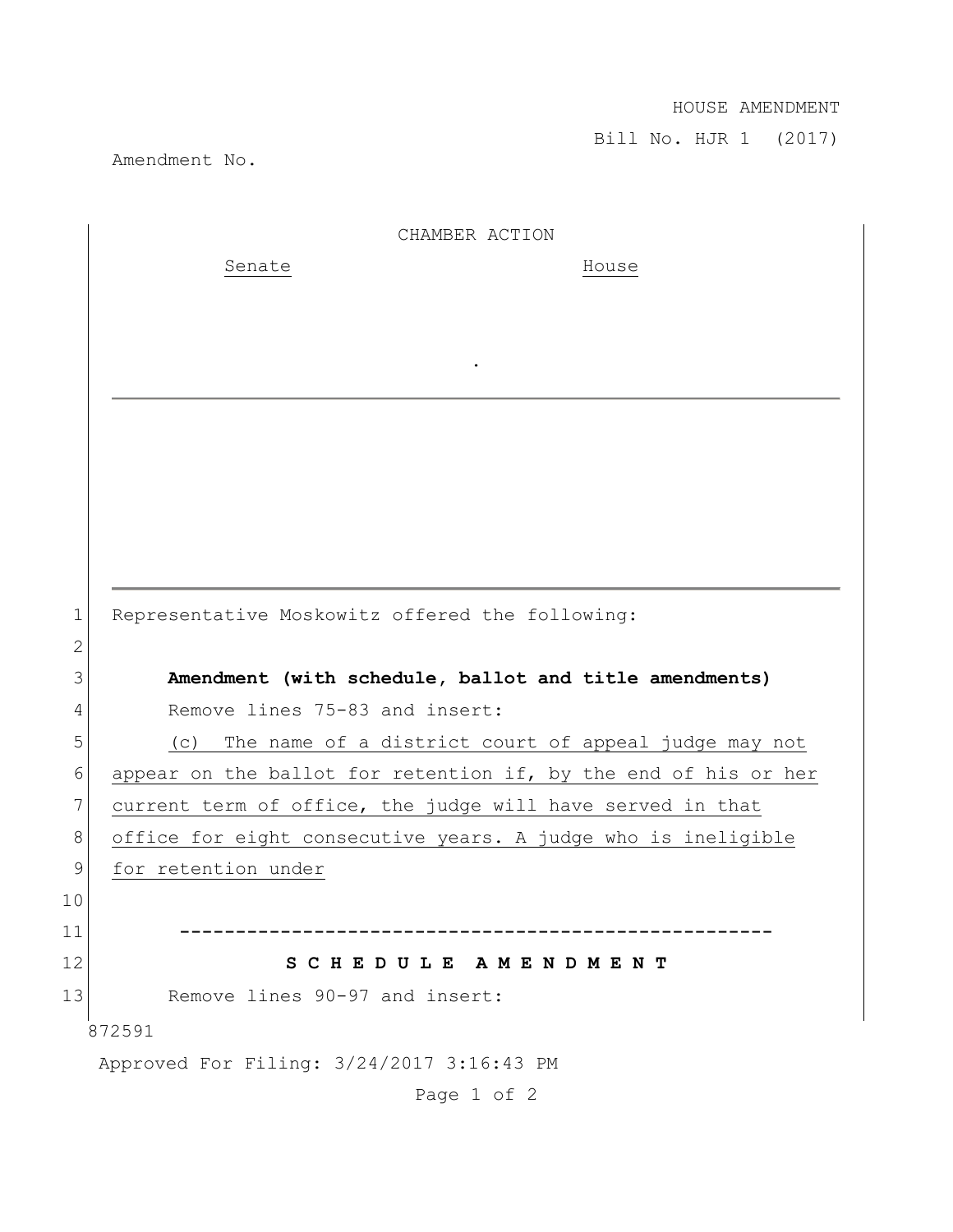HOUSE AMENDMENT

Bill No. HJR 1 (2017)

Amendment No.

CHAMBER ACTION

Senate House

.

1 Representative Moskowitz offered the following:

2

3 **Amendment (with schedule, ballot and title amendments)**

4 Remove lines 75-83 and insert:

5 (c) The name of a district court of appeal judge may not
6 appear on the ballot for retention if, by the end of his or her
7 current term of office, the judge will have served in that
8 office for eight consecutive years. A judge who is ineligible
9 for retention under

10

11 -----------------------------------------------------

12 **S C H E D U L E A M E N D M E N T**

13 Remove lines 90-97 and insert:

872591

Approved For Filing: 3/24/2017 3:16:43 PM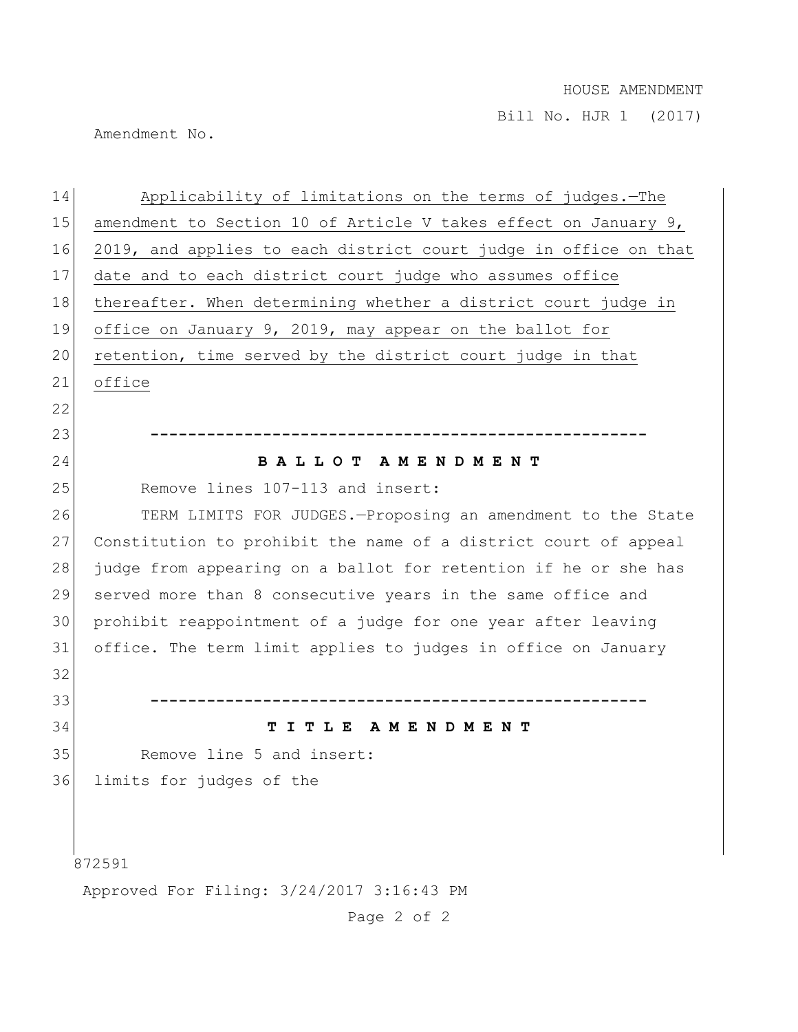Applicability of limitations on the terms of judges.—The amendment to Section 10 of Article V takes effect on January 9, 2019, and applies to each district court judge in office on that date and to each district court judge who assumes office thereafter. When determining whether a district court judge in office on January 9, 2019, may appear on the ballot for retention, time served by the district court judge in that office

-----------------------------------------------------

**B A L L O T   A M E N D M E N T**

Remove lines 107-113 and insert:

TERM LIMITS FOR JUDGES.—Proposing an amendment to the State Constitution to prohibit the name of a district court of appeal judge from appearing on a ballot for retention if he or she has served more than 8 consecutive years in the same office and prohibit reappointment of a judge for one year after leaving office. The term limit applies to judges in office on January

-----------------------------------------------------

**T I T L E   A M E N D M E N T**

Remove line 5 and insert:

limits for judges of the

872591

Approved For Filing: 3/24/2017 3:16:43 PM